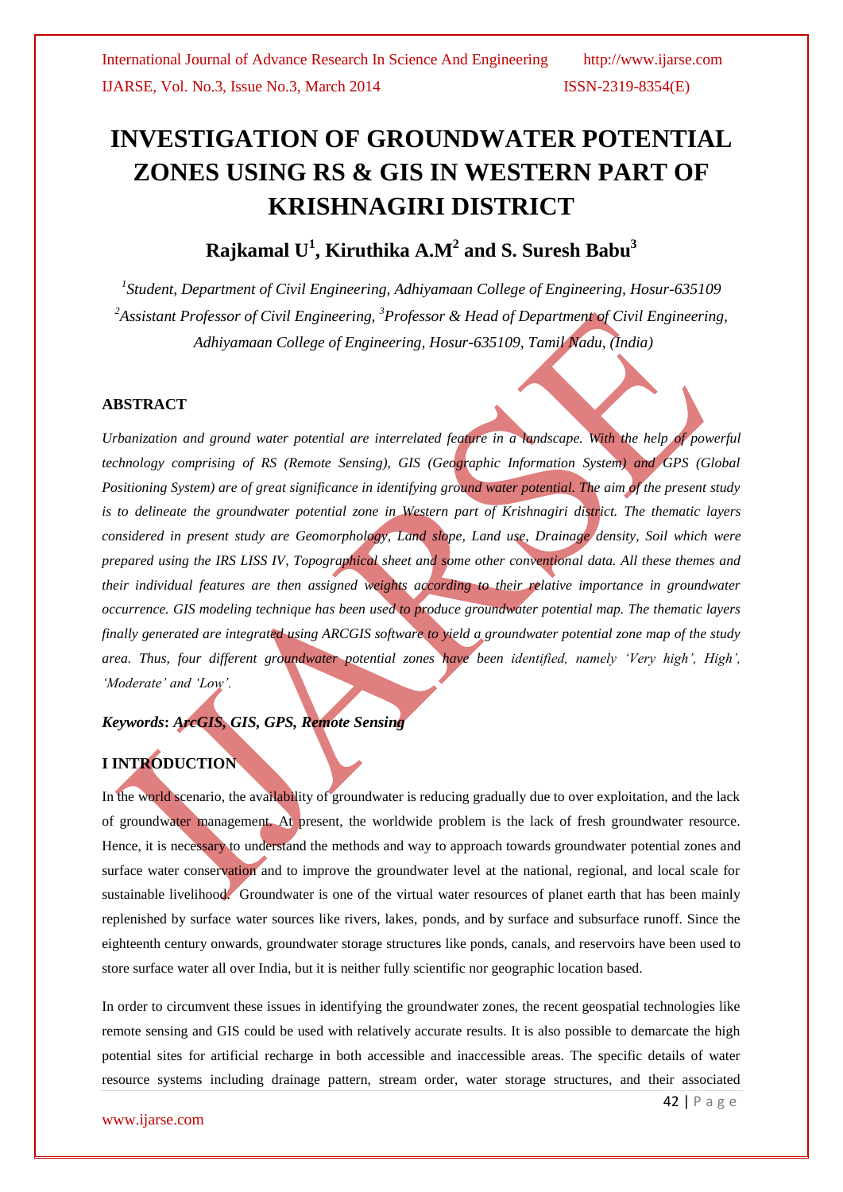# INVESTIGATION OF GROUNDWATER POTENTIAL ZONES USING RS & GIS IN WESTERN PART OF KRISHNAGIRI DISTRICT

## Rajkamal U[1], Kiruthika A.M[2] and S. Suresh Babu[3]

*[1]Student, Department of Civil Engineering, Adhiyamaan College of Engineering, Hosur-635109*
*[2]Assistant Professor of Civil Engineering, [3]Professor & Head of Department of Civil Engineering, Adhiyamaan College of Engineering, Hosur-635109, Tamil Nadu, (India)*

### ABSTRACT

*Urbanization and ground water potential are interrelated feature in a landscape. With the help of powerful technology comprising of RS (Remote Sensing), GIS (Geographic Information System) and GPS (Global Positioning System) are of great significance in identifying ground water potential. The aim of the present study is to delineate the groundwater potential zone in Western part of Krishnagiri district. The thematic layers considered in present study are Geomorphology, Land slope, Land use, Drainage density, Soil which were prepared using the IRS LISS IV, Topographical sheet and some other conventional data. All these themes and their individual features are then assigned weights according to their relative importance in groundwater occurrence. GIS modeling technique has been used to produce groundwater potential map. The thematic layers finally generated are integrated using ARCGIS software to yield a groundwater potential zone map of the study area. Thus, four different groundwater potential zones have been identified, namely 'Very high', High', 'Moderate' and 'Low'.*

***Keywords*: *ArcGIS, GIS, GPS, Remote Sensing***

### I INTRODUCTION

In the world scenario, the availability of groundwater is reducing gradually due to over exploitation, and the lack of groundwater management. At present, the worldwide problem is the lack of fresh groundwater resource. Hence, it is necessary to understand the methods and way to approach towards groundwater potential zones and surface water conservation and to improve the groundwater level at the national, regional, and local scale for sustainable livelihood. Groundwater is one of the virtual water resources of planet earth that has been mainly replenished by surface water sources like rivers, lakes, ponds, and by surface and subsurface runoff. Since the eighteenth century onwards, groundwater storage structures like ponds, canals, and reservoirs have been used to store surface water all over India, but it is neither fully scientific nor geographic location based.

In order to circumvent these issues in identifying the groundwater zones, the recent geospatial technologies like remote sensing and GIS could be used with relatively accurate results. It is also possible to demarcate the high potential sites for artificial recharge in both accessible and inaccessible areas. The specific details of water resource systems including drainage pattern, stream order, water storage structures, and their associated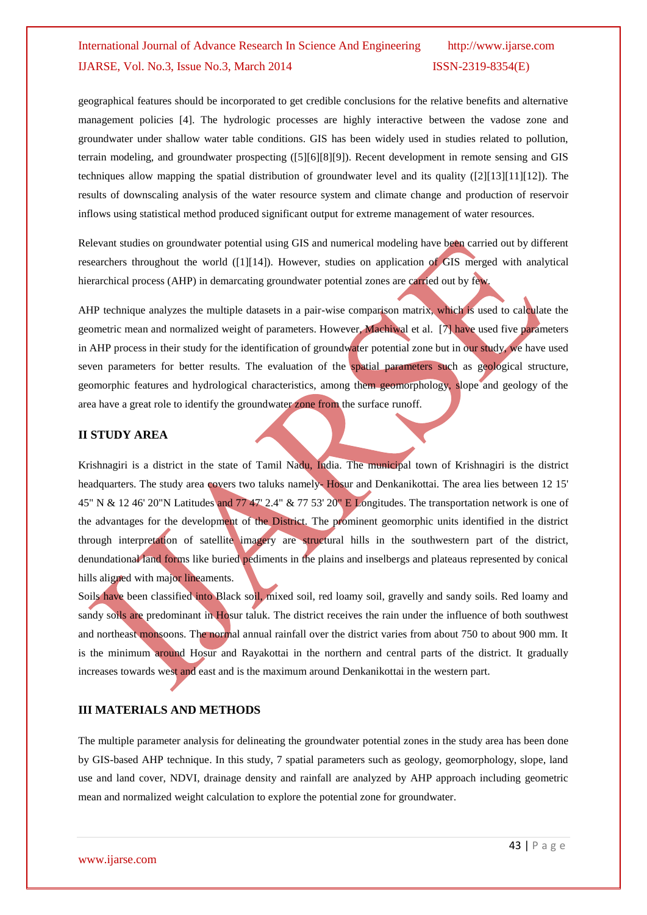geographical features should be incorporated to get credible conclusions for the relative benefits and alternative management policies [4]. The hydrologic processes are highly interactive between the vadose zone and groundwater under shallow water table conditions. GIS has been widely used in studies related to pollution, terrain modeling, and groundwater prospecting ([5][6][8][9]). Recent development in remote sensing and GIS techniques allow mapping the spatial distribution of groundwater level and its quality ([2][13][11][12]). The results of downscaling analysis of the water resource system and climate change and production of reservoir inflows using statistical method produced significant output for extreme management of water resources.

Relevant studies on groundwater potential using GIS and numerical modeling have been carried out by different researchers throughout the world ([1][14]). However, studies on application of GIS merged with analytical hierarchical process (AHP) in demarcating groundwater potential zones are carried out by few.

AHP technique analyzes the multiple datasets in a pair-wise comparison matrix, which is used to calculate the geometric mean and normalized weight of parameters. However, Machiwal et al. [7] have used five parameters in AHP process in their study for the identification of groundwater potential zone but in our study, we have used seven parameters for better results. The evaluation of the spatial parameters such as geological structure, geomorphic features and hydrological characteristics, among them geomorphology, slope and geology of the area have a great role to identify the groundwater zone from the surface runoff.

## II STUDY AREA

Krishnagiri is a district in the state of Tamil Nadu, India. The municipal town of Krishnagiri is the district headquarters. The study area covers two taluks namely- Hosur and Denkanikottai. The area lies between 12 15' 45" N & 12 46' 20"N Latitudes and 77 47' 2.4" & 77 53' 20" E Longitudes. The transportation network is one of the advantages for the development of the District. The prominent geomorphic units identified in the district through interpretation of satellite imagery are structural hills in the southwestern part of the district, denundational land forms like buried pediments in the plains and inselbergs and plateaus represented by conical hills aligned with major lineaments.

Soils have been classified into Black soil, mixed soil, red loamy soil, gravelly and sandy soils. Red loamy and sandy soils are predominant in Hosur taluk. The district receives the rain under the influence of both southwest and northeast monsoons. The normal annual rainfall over the district varies from about 750 to about 900 mm. It is the minimum around Hosur and Rayakottai in the northern and central parts of the district. It gradually increases towards west and east and is the maximum around Denkanikottai in the western part.

## III MATERIALS AND METHODS

The multiple parameter analysis for delineating the groundwater potential zones in the study area has been done by GIS-based AHP technique. In this study, 7 spatial parameters such as geology, geomorphology, slope, land use and land cover, NDVI, drainage density and rainfall are analyzed by AHP approach including geometric mean and normalized weight calculation to explore the potential zone for groundwater.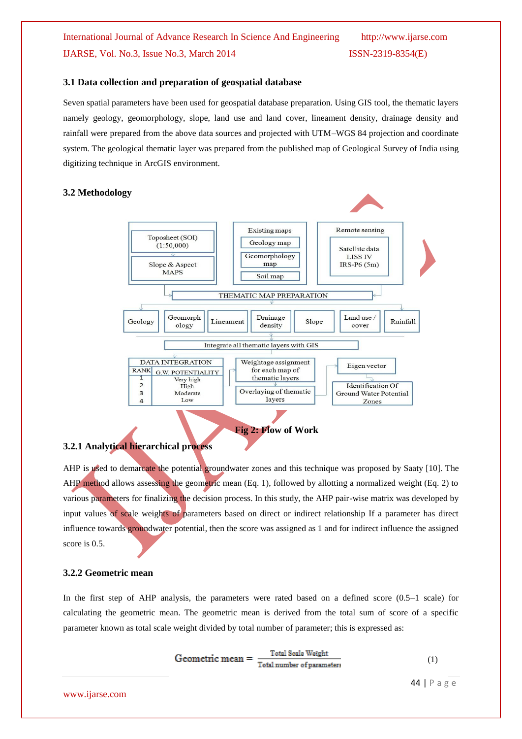### 3.1 Data collection and preparation of geospatial database

Seven spatial parameters have been used for geospatial database preparation. Using GIS tool, the thematic layers namely geology, geomorphology, slope, land use and land cover, lineament density, drainage density and rainfall were prepared from the above data sources and projected with UTM–WGS 84 projection and coordinate system. The geological thematic layer was prepared from the published map of Geological Survey of India using digitizing technique in ArcGIS environment.

### 3.2 Methodology

Fig 2: Flow of Work

#### 3.2.1 Analytical hierarchical process

AHP is used to demarcate the potential groundwater zones and this technique was proposed by Saaty [10]. The AHP method allows assessing the geometric mean (Eq. 1), followed by allotting a normalized weight (Eq. 2) to various parameters for finalizing the decision process. In this study, the AHP pair-wise matrix was developed by input values of scale weights of parameters based on direct or indirect relationship If a parameter has direct influence towards groundwater potential, then the score was assigned as 1 and for indirect influence the assigned score is 0.5.

#### 3.2.2 Geometric mean

In the first step of AHP analysis, the parameters were rated based on a defined score (0.5–1 scale) for calculating the geometric mean. The geometric mean is derived from the total sum of score of a specific parameter known as total scale weight divided by total number of parameter; this is expressed as:

$$\text{Geometric mean} = \frac{\text{Total Scale Weight}}{\text{Total number of parameters}} \quad (1)$$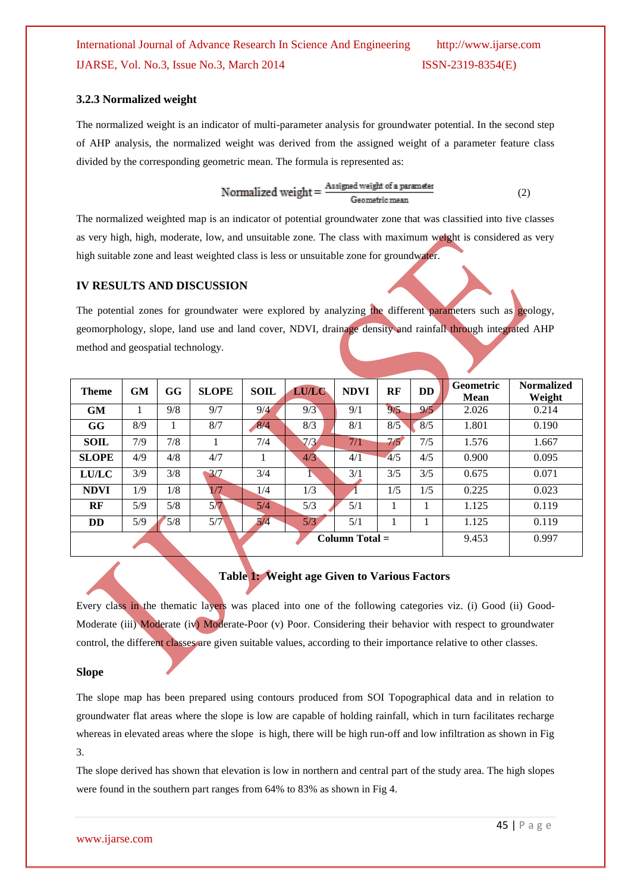### 3.2.3 Normalized weight

The normalized weight is an indicator of multi-parameter analysis for groundwater potential. In the second step of AHP analysis, the normalized weight was derived from the assigned weight of a parameter feature class divided by the corresponding geometric mean. The formula is represented as:

$$\text{Normalized weight} = \frac{\text{Assigned weight of a parameter}}{\text{Geometric mean}} \quad (2)$$

The normalized weighted map is an indicator of potential groundwater zone that was classified into five classes as very high, high, moderate, low, and unsuitable zone. The class with maximum weight is considered as very high suitable zone and least weighted class is less or unsuitable zone for groundwater.

## IV RESULTS AND DISCUSSION

The potential zones for groundwater were explored by analyzing the different parameters such as geology, geomorphology, slope, land use and land cover, NDVI, drainage density and rainfall through integrated AHP method and geospatial technology.

| Theme | GM | GG | SLOPE | SOIL | LU/LC | NDVI | RF | DD | Geometric Mean | Normalized Weight |
|---|---|---|---|---|---|---|---|---|---|---|
| **GM** | 1 | 9/8 | 9/7 | 9/4 | 9/3 | 9/1 | 9/5 | 9/5 | 2.026 | 0.214 |
| **GG** | 8/9 | 1 | 8/7 | 8/4 | 8/3 | 8/1 | 8/5 | 8/5 | 1.801 | 0.190 |
| **SOIL** | 7/9 | 7/8 | 1 | 7/4 | 7/3 | 7/1 | 7/5 | 7/5 | 1.576 | 1.667 |
| **SLOPE** | 4/9 | 4/8 | 4/7 | 1 | 4/3 | 4/1 | 4/5 | 4/5 | 0.900 | 0.095 |
| **LU/LC** | 3/9 | 3/8 | 3/7 | 3/4 | 1 | 3/1 | 3/5 | 3/5 | 0.675 | 0.071 |
| **NDVI** | 1/9 | 1/8 | 1/7 | 1/4 | 1/3 | 1 | 1/5 | 1/5 | 0.225 | 0.023 |
| **RF** | 5/9 | 5/8 | 5/7 | 5/4 | 5/3 | 5/1 | 1 | 1 | 1.125 | 0.119 |
| **DD** | 5/9 | 5/8 | 5/7 | 5/4 | 5/3 | 5/1 | 1 | 1 | 1.125 | 0.119 |
| | | | | | | **Column Total =** | | | 9.453 | 0.997 |

**Table 1: Weight age Given to Various Factors**

Every class in the thematic layers was placed into one of the following categories viz. (i) Good (ii) Good-Moderate (iii) Moderate (iv) Moderate-Poor (v) Poor. Considering their behavior with respect to groundwater control, the different classes are given suitable values, according to their importance relative to other classes.

### Slope

The slope map has been prepared using contours produced from SOI Topographical data and in relation to groundwater flat areas where the slope is low are capable of holding rainfall, which in turn facilitates recharge whereas in elevated areas where the slope is high, there will be high run-off and low infiltration as shown in Fig 3.

The slope derived has shown that elevation is low in northern and central part of the study area. The high slopes were found in the southern part ranges from 64% to 83% as shown in Fig 4.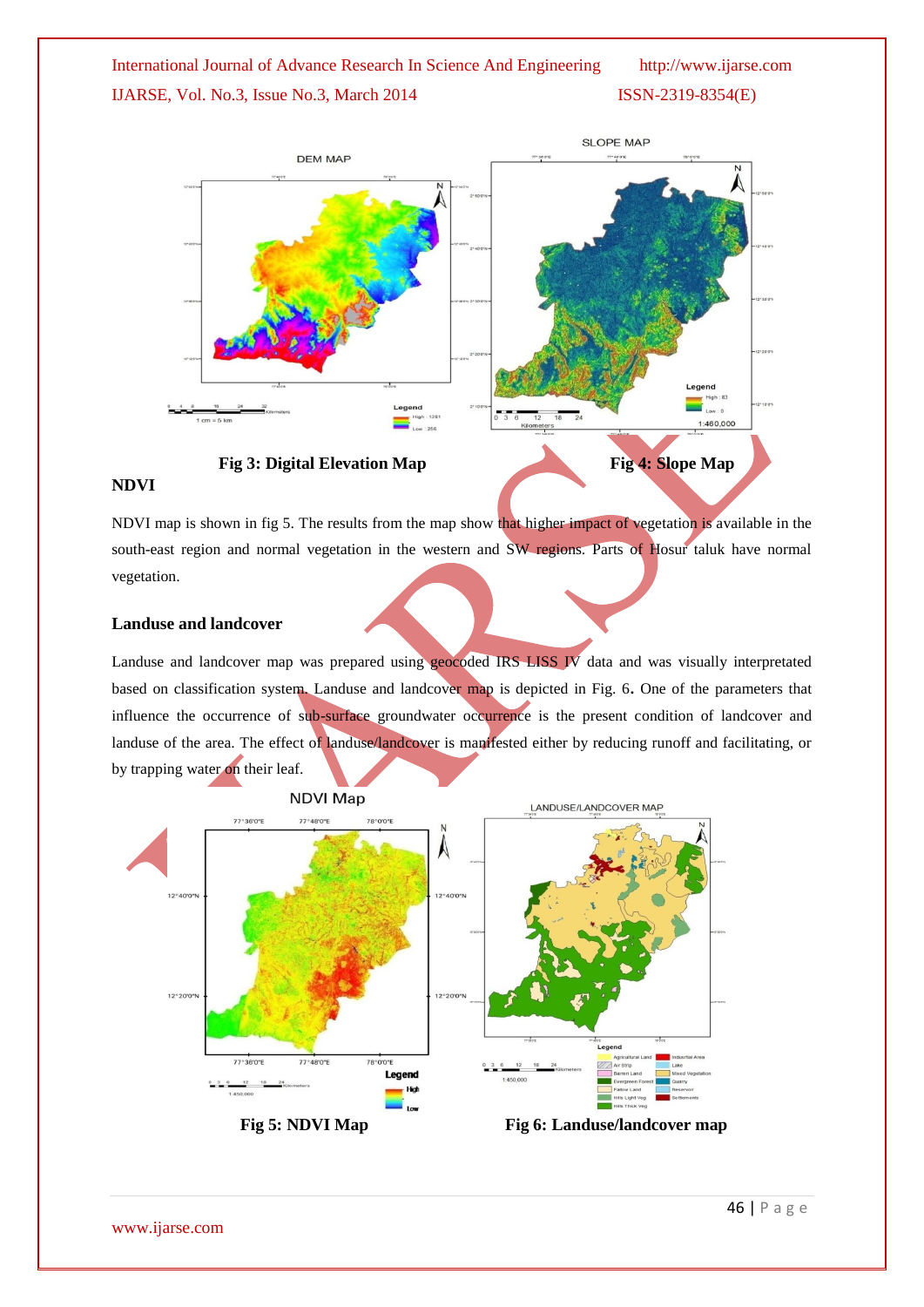Fig 3: Digital Elevation Map

Fig 4: Slope Map

**NDVI**

NDVI map is shown in fig 5. The results from the map show that higher impact of vegetation is available in the south-east region and normal vegetation in the western and SW regions. Parts of Hosur taluk have normal vegetation.

**Landuse and landcover**

Landuse and landcover map was prepared using geocoded IRS LISS IV data and was visually interpretated based on classification system. Landuse and landcover map is depicted in Fig. 6**.** One of the parameters that influence the occurrence of sub-surface groundwater occurrence is the present condition of landcover and landuse of the area. The effect of landuse/landcover is manifested either by reducing runoff and facilitating, or by trapping water on their leaf.

Fig 5: NDVI Map

Fig 6: Landuse/landcover map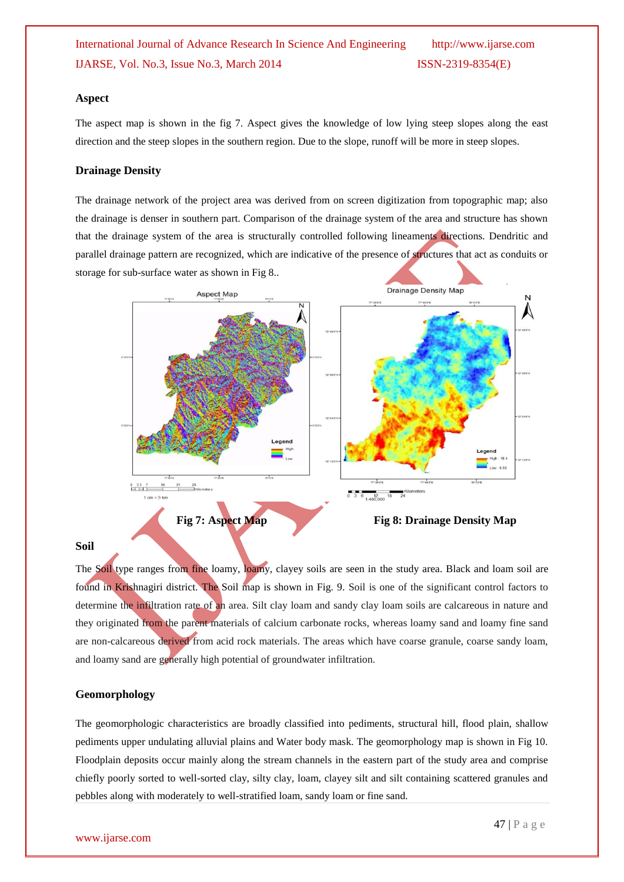### Aspect

The aspect map is shown in the fig 7. Aspect gives the knowledge of low lying steep slopes along the east direction and the steep slopes in the southern region. Due to the slope, runoff will be more in steep slopes.

### Drainage Density

The drainage network of the project area was derived from on screen digitization from topographic map; also the drainage is denser in southern part. Comparison of the drainage system of the area and structure has shown that the drainage system of the area is structurally controlled following lineaments directions. Dendritic and parallel drainage pattern are recognized, which are indicative of the presence of structures that act as conduits or storage for sub-surface water as shown in Fig 8..

**Fig 7: Aspect Map**

**Fig 8: Drainage Density Map**

### Soil

The Soil type ranges from fine loamy, loamy, clayey soils are seen in the study area. Black and loam soil are found in Krishnagiri district. The Soil map is shown in Fig. 9. Soil is one of the significant control factors to determine the infiltration rate of an area. Silt clay loam and sandy clay loam soils are calcareous in nature and they originated from the parent materials of calcium carbonate rocks, whereas loamy sand and loamy fine sand are non-calcareous derived from acid rock materials. The areas which have coarse granule, coarse sandy loam, and loamy sand are generally high potential of groundwater infiltration.

### Geomorphology

The geomorphologic characteristics are broadly classified into pediments, structural hill, flood plain, shallow pediments upper undulating alluvial plains and Water body mask. The geomorphology map is shown in Fig 10. Floodplain deposits occur mainly along the stream channels in the eastern part of the study area and comprise chiefly poorly sorted to well-sorted clay, silty clay, loam, clayey silt and silt containing scattered granules and pebbles along with moderately to well-stratified loam, sandy loam or fine sand.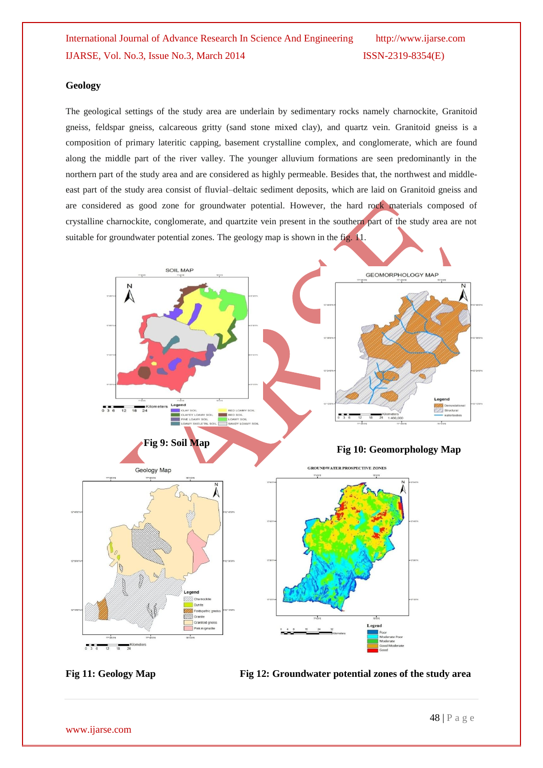## Geology

The geological settings of the study area are underlain by sedimentary rocks namely charnockite, Granitoid gneiss, feldspar gneiss, calcareous gritty (sand stone mixed clay), and quartz vein. Granitoid gneiss is a composition of primary lateritic capping, basement crystalline complex, and conglomerate, which are found along the middle part of the river valley. The younger alluvium formations are seen predominantly in the northern part of the study area and are considered as highly permeable. Besides that, the northwest and middle-east part of the study area consist of fluvial–deltaic sediment deposits, which are laid on Granitoid gneiss and are considered as good zone for groundwater potential. However, the hard rock materials composed of crystalline charnockite, conglomerate, and quartzite vein present in the southern part of the study area are not suitable for groundwater potential zones. The geology map is shown in the fig. 11.

**Fig 9: Soil Map**

**Fig 10: Geomorphology Map**

**Fig 11: Geology Map**

**Fig 12: Groundwater potential zones of the study area**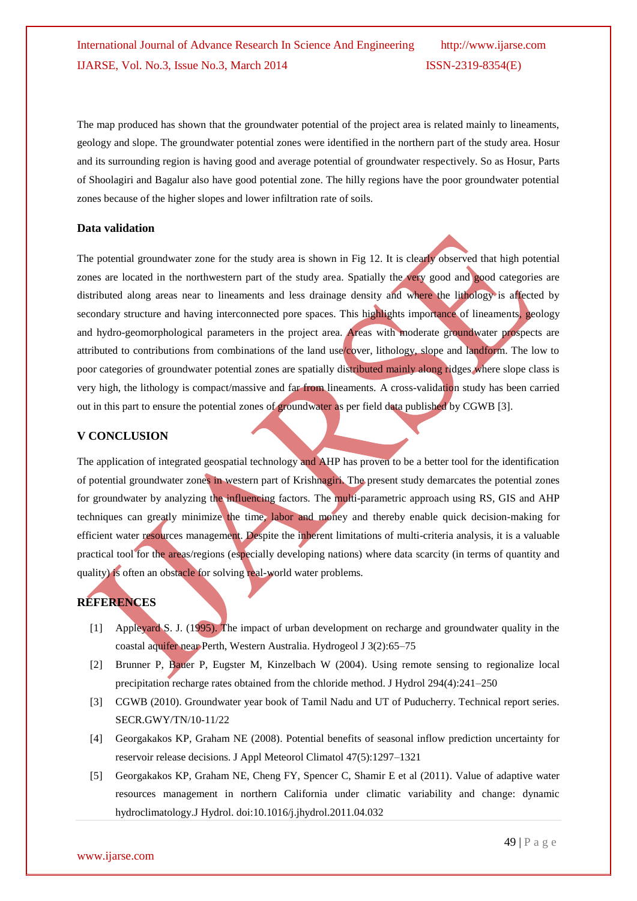The map produced has shown that the groundwater potential of the project area is related mainly to lineaments, geology and slope. The groundwater potential zones were identified in the northern part of the study area. Hosur and its surrounding region is having good and average potential of groundwater respectively. So as Hosur, Parts of Shoolagiri and Bagalur also have good potential zone. The hilly regions have the poor groundwater potential zones because of the higher slopes and lower infiltration rate of soils.

### Data validation

The potential groundwater zone for the study area is shown in Fig 12. It is clearly observed that high potential zones are located in the northwestern part of the study area. Spatially the very good and good categories are distributed along areas near to lineaments and less drainage density and where the lithology is affected by secondary structure and having interconnected pore spaces. This highlights importance of lineaments, geology and hydro-geomorphological parameters in the project area. Areas with moderate groundwater prospects are attributed to contributions from combinations of the land use/cover, lithology, slope and landform. The low to poor categories of groundwater potential zones are spatially distributed mainly along ridges where slope class is very high, the lithology is compact/massive and far from lineaments. A cross-validation study has been carried out in this part to ensure the potential zones of groundwater as per field data published by CGWB [3].

## V CONCLUSION

The application of integrated geospatial technology and AHP has proven to be a better tool for the identification of potential groundwater zones in western part of Krishnagiri. The present study demarcates the potential zones for groundwater by analyzing the influencing factors. The multi-parametric approach using RS, GIS and AHP techniques can greatly minimize the time, labor and money and thereby enable quick decision-making for efficient water resources management. Despite the inherent limitations of multi-criteria analysis, it is a valuable practical tool for the areas/regions (especially developing nations) where data scarcity (in terms of quantity and quality) is often an obstacle for solving real-world water problems.

## REFERENCES

[1] Appleyard S. J. (1995). The impact of urban development on recharge and groundwater quality in the coastal aquifer near Perth, Western Australia. Hydrogeol J 3(2):65–75

[2] Brunner P, Bauer P, Eugster M, Kinzelbach W (2004). Using remote sensing to regionalize local precipitation recharge rates obtained from the chloride method. J Hydrol 294(4):241–250

[3] CGWB (2010). Groundwater year book of Tamil Nadu and UT of Puducherry. Technical report series. SECR.GWY/TN/10-11/22

[4] Georgakakos KP, Graham NE (2008). Potential benefits of seasonal inflow prediction uncertainty for reservoir release decisions. J Appl Meteorol Climatol 47(5):1297–1321

[5] Georgakakos KP, Graham NE, Cheng FY, Spencer C, Shamir E et al (2011). Value of adaptive water resources management in northern California under climatic variability and change: dynamic hydroclimatology.J Hydrol. doi:10.1016/j.jhydrol.2011.04.032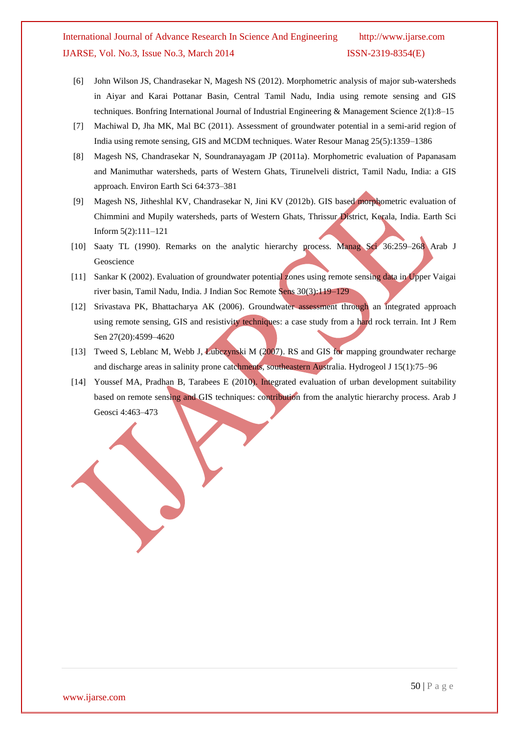[6] John Wilson JS, Chandrasekar N, Magesh NS (2012). Morphometric analysis of major sub-watersheds in Aiyar and Karai Pottanar Basin, Central Tamil Nadu, India using remote sensing and GIS techniques. Bonfring International Journal of Industrial Engineering & Management Science 2(1):8–15

[7] Machiwal D, Jha MK, Mal BC (2011). Assessment of groundwater potential in a semi-arid region of India using remote sensing, GIS and MCDM techniques. Water Resour Manag 25(5):1359–1386

[8] Magesh NS, Chandrasekar N, Soundranayagam JP (2011a). Morphometric evaluation of Papanasam and Manimuthar watersheds, parts of Western Ghats, Tirunelveli district, Tamil Nadu, India: a GIS approach. Environ Earth Sci 64:373–381

[9] Magesh NS, Jitheshlal KV, Chandrasekar N, Jini KV (2012b). GIS based morphometric evaluation of Chimmini and Mupily watersheds, parts of Western Ghats, Thrissur District, Kerala, India. Earth Sci Inform 5(2):111–121

[10] Saaty TL (1990). Remarks on the analytic hierarchy process. Manag Sci 36:259–268 Arab J Geoscience

[11] Sankar K (2002). Evaluation of groundwater potential zones using remote sensing data in Upper Vaigai river basin, Tamil Nadu, India. J Indian Soc Remote Sens 30(3):119–129

[12] Srivastava PK, Bhattacharya AK (2006). Groundwater assessment through an integrated approach using remote sensing, GIS and resistivity techniques: a case study from a hard rock terrain. Int J Rem Sen 27(20):4599–4620

[13] Tweed S, Leblanc M, Webb J, Lubczynski M (2007). RS and GIS for mapping groundwater recharge and discharge areas in salinity prone catchments, southeastern Australia. Hydrogeol J 15(1):75–96

[14] Youssef MA, Pradhan B, Tarabees E (2010). Integrated evaluation of urban development suitability based on remote sensing and GIS techniques: contribution from the analytic hierarchy process. Arab J Geosci 4:463–473